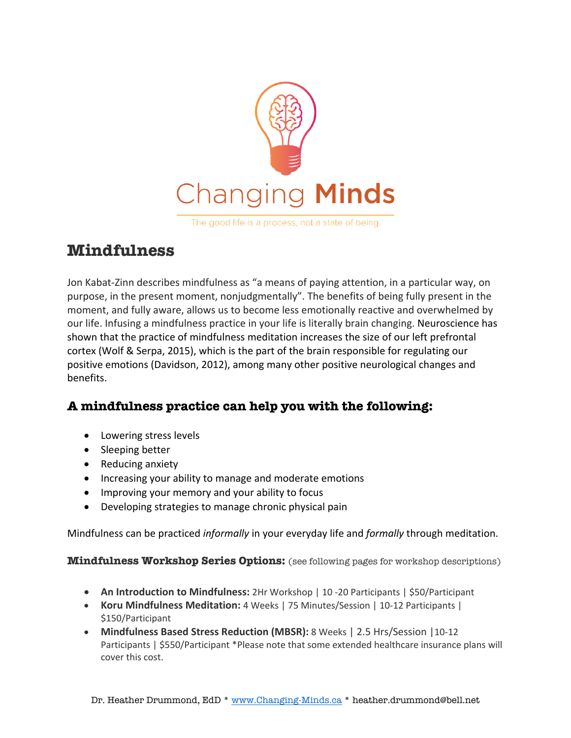# Changing Minds

The good life is a process, not a state of being.

## Mindfulness

Jon Kabat-Zinn describes mindfulness as "a means of paying attention, in a particular way, on purpose, in the present moment, nonjudgmentally". The benefits of being fully present in the moment, and fully aware, allows us to become less emotionally reactive and overwhelmed by our life. Infusing a mindfulness practice in your life is literally brain changing. Neuroscience has shown that the practice of mindfulness meditation increases the size of our left prefrontal cortex (Wolf & Serpa, 2015), which is the part of the brain responsible for regulating our positive emotions (Davidson, 2012), among many other positive neurological changes and benefits.

### A mindfulness practice can help you with the following:

- Lowering stress levels
- Sleeping better
- Reducing anxiety
- Increasing your ability to manage and moderate emotions
- Improving your memory and your ability to focus
- Developing strategies to manage chronic physical pain

Mindfulness can be practiced *informally* in your everyday life and *formally* through meditation.

**Mindfulness Workshop Series Options:** (see following pages for workshop descriptions)

- **An Introduction to Mindfulness:** 2Hr Workshop | 10 -20 Participants | $50/Participant
- **Koru Mindfulness Meditation:** 4 Weeks | 75 Minutes/Session | 10-12 Participants | $150/Participant
- **Mindfulness Based Stress Reduction (MBSR):** 8 Weeks | 2.5 Hrs/Session |10-12 Participants | $550/Participant *Please note that some extended healthcare insurance plans will cover this cost.

Dr. Heather Drummond, EdD * www.Changing-Minds.ca * heather.drummond@bell.net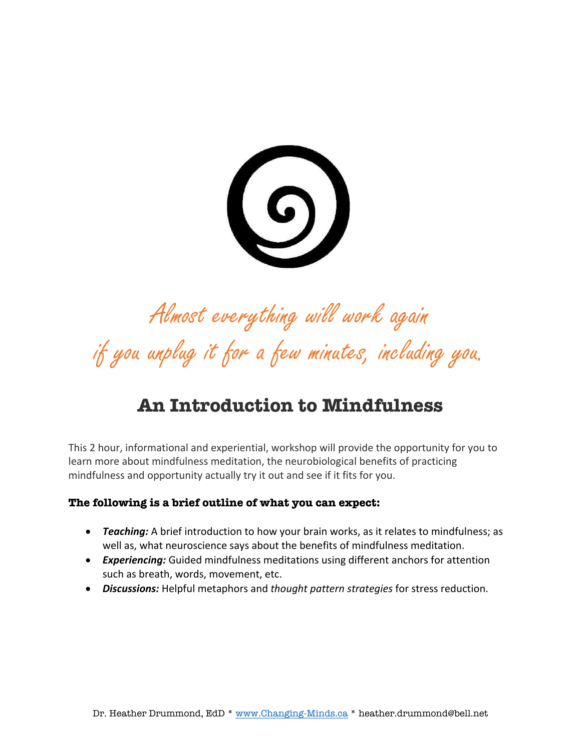*Almost everything will work again*
*if you unplug it for a few minutes, including you.*

# An Introduction to Mindfulness

This 2 hour, informational and experiential, workshop will provide the opportunity for you to learn more about mindfulness meditation, the neurobiological benefits of practicing mindfulness and opportunity actually try it out and see if it fits for you.

**The following is a brief outline of what you can expect:**

- ***Teaching:*** A brief introduction to how your brain works, as it relates to mindfulness; as well as, what neuroscience says about the benefits of mindfulness meditation.
- ***Experiencing:*** Guided mindfulness meditations using different anchors for attention such as breath, words, movement, etc.
- ***Discussions:*** Helpful metaphors and *thought pattern strategies* for stress reduction.

Dr. Heather Drummond, EdD * www.Changing-Minds.ca * heather.drummond@bell.net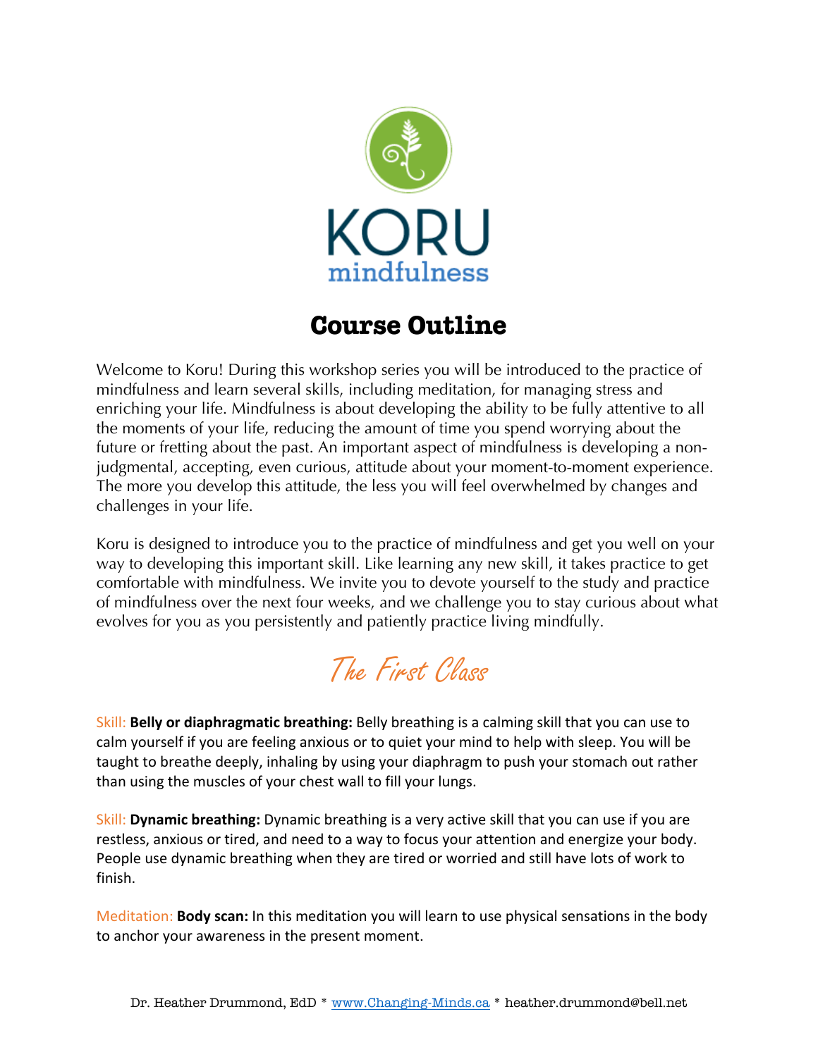KORU
mindfulness

# Course Outline

Welcome to Koru! During this workshop series you will be introduced to the practice of mindfulness and learn several skills, including meditation, for managing stress and enriching your life. Mindfulness is about developing the ability to be fully attentive to all the moments of your life, reducing the amount of time you spend worrying about the future or fretting about the past. An important aspect of mindfulness is developing a non-judgmental, accepting, even curious, attitude about your moment-to-moment experience. The more you develop this attitude, the less you will feel overwhelmed by changes and challenges in your life.

Koru is designed to introduce you to the practice of mindfulness and get you well on your way to developing this important skill. Like learning any new skill, it takes practice to get comfortable with mindfulness. We invite you to devote yourself to the study and practice of mindfulness over the next four weeks, and we challenge you to stay curious about what evolves for you as you persistently and patiently practice living mindfully.

## The First Class

Skill: **Belly or diaphragmatic breathing:** Belly breathing is a calming skill that you can use to calm yourself if you are feeling anxious or to quiet your mind to help with sleep. You will be taught to breathe deeply, inhaling by using your diaphragm to push your stomach out rather than using the muscles of your chest wall to fill your lungs.

Skill: **Dynamic breathing:** Dynamic breathing is a very active skill that you can use if you are restless, anxious or tired, and need to a way to focus your attention and energize your body. People use dynamic breathing when they are tired or worried and still have lots of work to finish.

Meditation: **Body scan:** In this meditation you will learn to use physical sensations in the body to anchor your awareness in the present moment.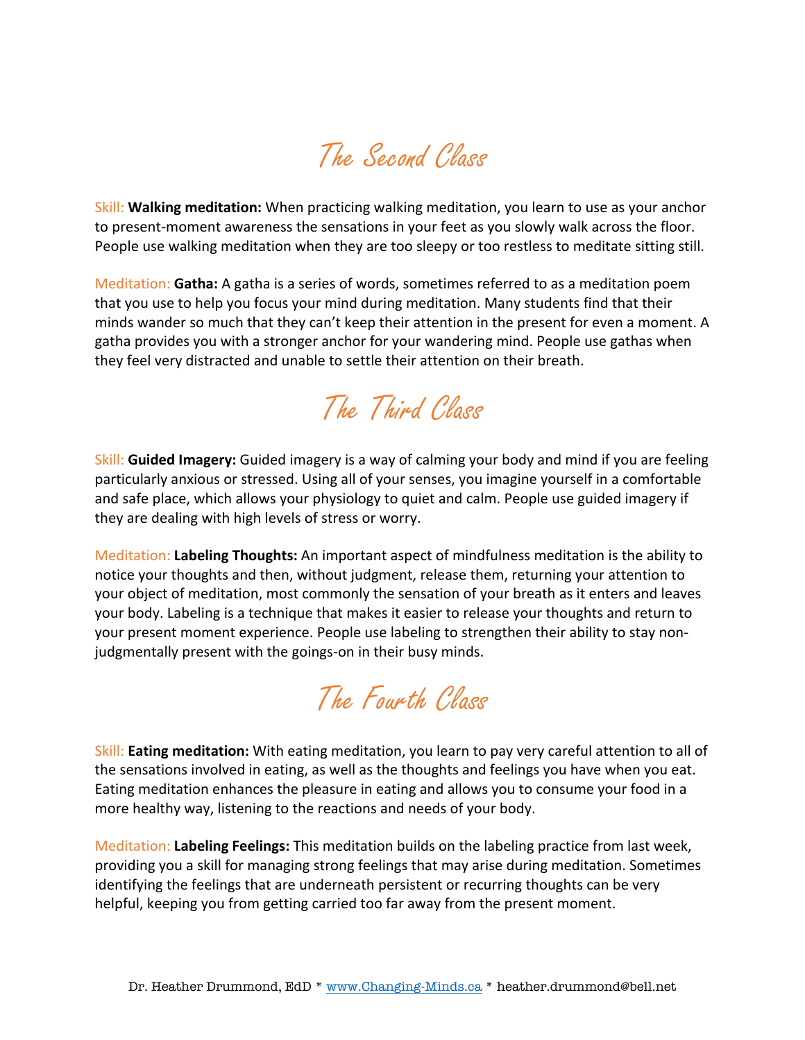## The Second Class

Skill: **Walking meditation:** When practicing walking meditation, you learn to use as your anchor to present-moment awareness the sensations in your feet as you slowly walk across the floor. People use walking meditation when they are too sleepy or too restless to meditate sitting still.

Meditation: **Gatha:** A gatha is a series of words, sometimes referred to as a meditation poem that you use to help you focus your mind during meditation. Many students find that their minds wander so much that they can't keep their attention in the present for even a moment. A gatha provides you with a stronger anchor for your wandering mind. People use gathas when they feel very distracted and unable to settle their attention on their breath.

## The Third Class

Skill: **Guided Imagery:** Guided imagery is a way of calming your body and mind if you are feeling particularly anxious or stressed. Using all of your senses, you imagine yourself in a comfortable and safe place, which allows your physiology to quiet and calm. People use guided imagery if they are dealing with high levels of stress or worry.

Meditation: **Labeling Thoughts:** An important aspect of mindfulness meditation is the ability to notice your thoughts and then, without judgment, release them, returning your attention to your object of meditation, most commonly the sensation of your breath as it enters and leaves your body. Labeling is a technique that makes it easier to release your thoughts and return to your present moment experience. People use labeling to strengthen their ability to stay non-judgmentally present with the goings-on in their busy minds.

## The Fourth Class

Skill: **Eating meditation:** With eating meditation, you learn to pay very careful attention to all of the sensations involved in eating, as well as the thoughts and feelings you have when you eat. Eating meditation enhances the pleasure in eating and allows you to consume your food in a more healthy way, listening to the reactions and needs of your body.

Meditation: **Labeling Feelings:** This meditation builds on the labeling practice from last week, providing you a skill for managing strong feelings that may arise during meditation. Sometimes identifying the feelings that are underneath persistent or recurring thoughts can be very helpful, keeping you from getting carried too far away from the present moment.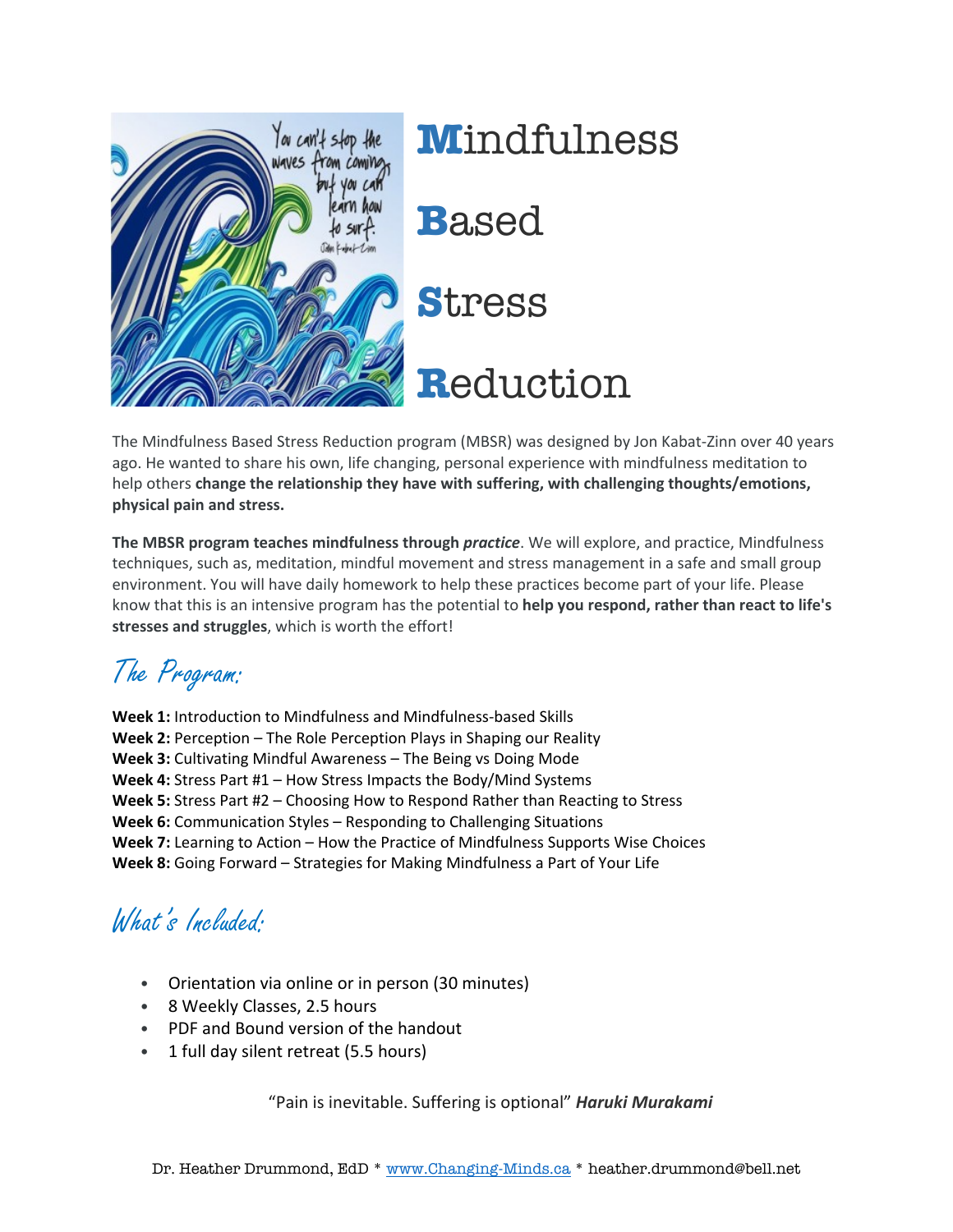# Mindfulness Based Stress Reduction

The Mindfulness Based Stress Reduction program (MBSR) was designed by Jon Kabat-Zinn over 40 years ago. He wanted to share his own, life changing, personal experience with mindfulness meditation to help others **change the relationship they have with suffering, with challenging thoughts/emotions, physical pain and stress.**

**The MBSR program teaches mindfulness through *practice***. We will explore, and practice, Mindfulness techniques, such as, meditation, mindful movement and stress management in a safe and small group environment. You will have daily homework to help these practices become part of your life. Please know that this is an intensive program has the potential to **help you respond, rather than react to life's stresses and struggles**, which is worth the effort!

## The Program:

**Week 1:** Introduction to Mindfulness and Mindfulness-based Skills
**Week 2:** Perception – The Role Perception Plays in Shaping our Reality
**Week 3:** Cultivating Mindful Awareness – The Being vs Doing Mode
**Week 4:** Stress Part #1 – How Stress Impacts the Body/Mind Systems
**Week 5:** Stress Part #2 – Choosing How to Respond Rather than Reacting to Stress
**Week 6:** Communication Styles – Responding to Challenging Situations
**Week 7:** Learning to Action – How the Practice of Mindfulness Supports Wise Choices
**Week 8:** Going Forward – Strategies for Making Mindfulness a Part of Your Life

## What's Included:

- Orientation via online or in person (30 minutes)
- 8 Weekly Classes, 2.5 hours
- PDF and Bound version of the handout
- 1 full day silent retreat (5.5 hours)

"Pain is inevitable. Suffering is optional" ***Haruki Murakami***

Dr. Heather Drummond, EdD * www.Changing-Minds.ca * heather.drummond@bell.net